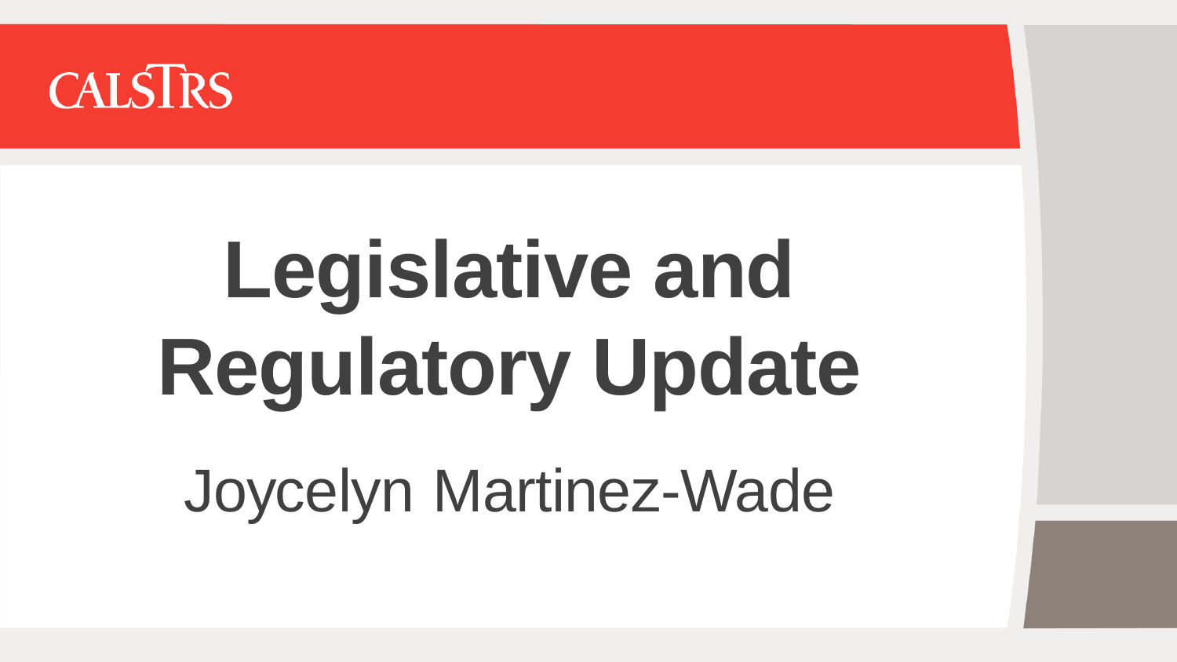CALSTRS

# Legislative and Regulatory Update

Joycelyn Martinez-Wade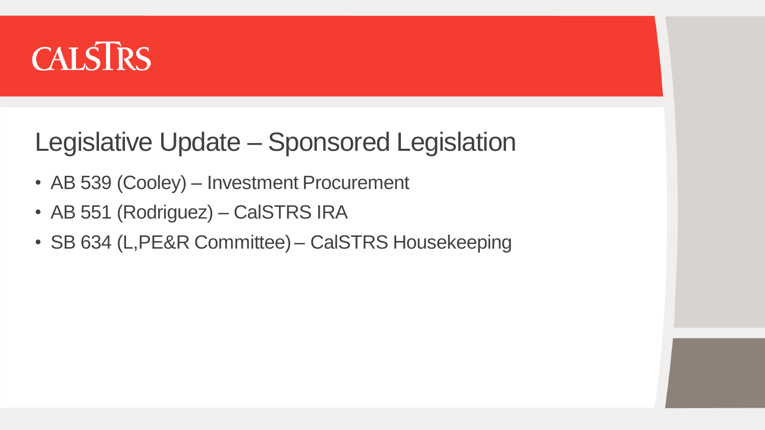CALSTRS

## Legislative Update – Sponsored Legislation

- AB 539 (Cooley) – Investment Procurement
- AB 551 (Rodriguez) – CalSTRS IRA
- SB 634 (L,PE&R Committee) – CalSTRS Housekeeping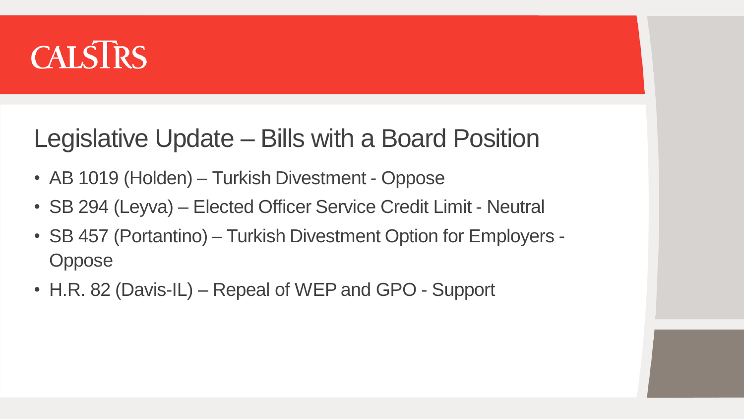CALSTRS

# Legislative Update – Bills with a Board Position

- AB 1019 (Holden) – Turkish Divestment - Oppose
- SB 294 (Leyva) – Elected Officer Service Credit Limit - Neutral
- SB 457 (Portantino) – Turkish Divestment Option for Employers - Oppose
- H.R. 82 (Davis-IL) – Repeal of WEP and GPO - Support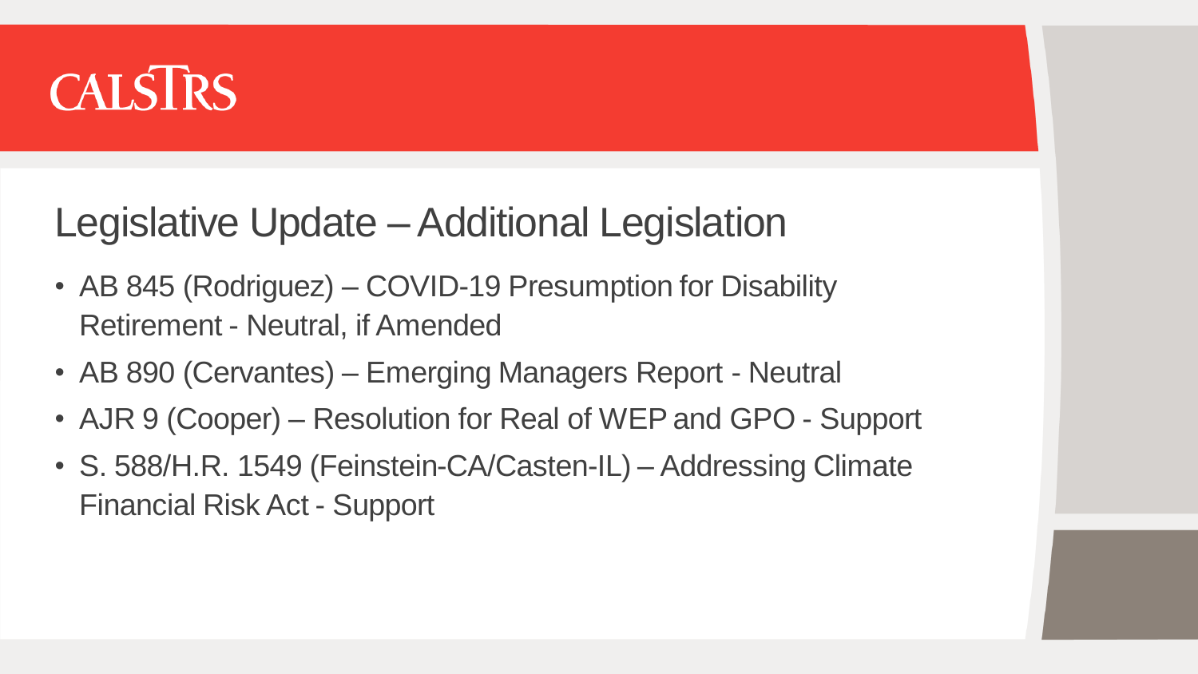CALSTRS

# Legislative Update – Additional Legislation

- AB 845 (Rodriguez) – COVID-19 Presumption for Disability Retirement - Neutral, if Amended
- AB 890 (Cervantes) – Emerging Managers Report - Neutral
- AJR 9 (Cooper) – Resolution for Real of WEP and GPO - Support
- S. 588/H.R. 1549 (Feinstein-CA/Casten-IL) – Addressing Climate Financial Risk Act - Support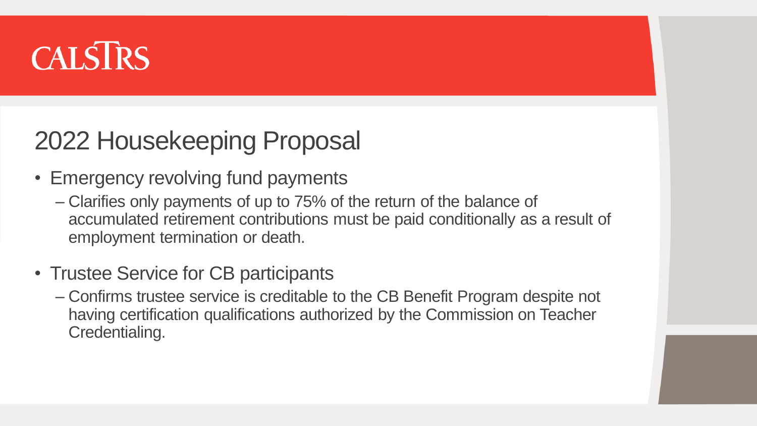CALSTRS

# 2022 Housekeeping Proposal

- Emergency revolving fund payments
  - Clarifies only payments of up to 75% of the return of the balance of accumulated retirement contributions must be paid conditionally as a result of employment termination or death.
- Trustee Service for CB participants
  - Confirms trustee service is creditable to the CB Benefit Program despite not having certification qualifications authorized by the Commission on Teacher Credentialing.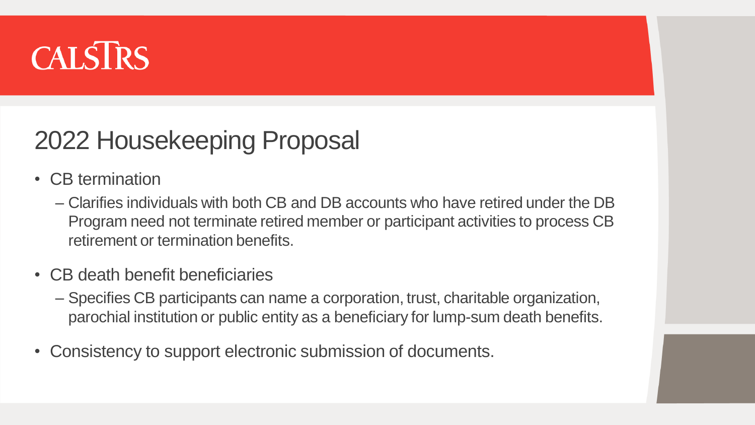CALSTRS

# 2022 Housekeeping Proposal

- CB termination
  - Clarifies individuals with both CB and DB accounts who have retired under the DB Program need not terminate retired member or participant activities to process CB retirement or termination benefits.
- CB death benefit beneficiaries
  - Specifies CB participants can name a corporation, trust, charitable organization, parochial institution or public entity as a beneficiary for lump-sum death benefits.
- Consistency to support electronic submission of documents.